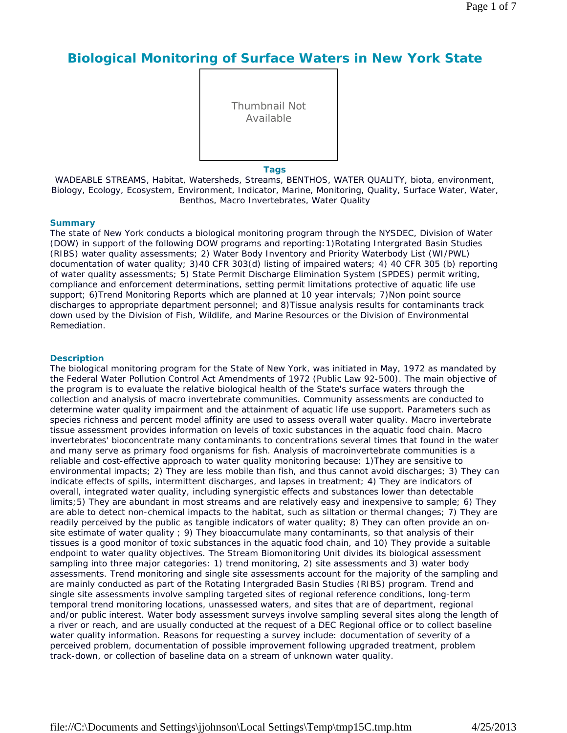# Biological Monitoring of Surface Waters in New York State

Thumbnail Not Available

**Tags**

WADEABLE STREAMS, Habitat, Watersheds, Streams, BENTHOS, WATER QUALITY, biota, environment, Biology, Ecology, Ecosystem, Environment, Indicator, Marine, Monitoring, Quality, Surface Water, Water, Benthos, Macro Invertebrates, Water Quality

## Summary

The state of New York conducts a biological monitoring program through the NYSDEC, Division of Water (DOW) in support of the following DOW programs and reporting: 1)Rotating Intergrated Basin Studies (RIBS) water quality assessments; 2) Water Body Inventory and Priority Waterbody List (WI/PWL) documentation of water quality; 3)40 CFR 303(d) listing of impaired waters; 4) 40 CFR 305 (b) reporting of water quality assessments; 5) State Permit Discharge Elimination System (SPDES) permit writing, compliance and enforcement determinations, setting permit limitations protective of aquatic life use support; 6)Trend Monitoring Reports which are planned at 10 year intervals; 7)Non point source discharges to appropriate department personnel; and 8)Tissue analysis results for contaminants track down used by the Division of Fish, Wildlife, and Marine Resources or the Division of Environmental Remediation.

## Description

The biological monitoring program for the State of New York, was initiated in May, 1972 as mandated by the Federal Water Pollution Control Act Amendments of 1972 (Public Law 92-500). The main objective of the program is to evaluate the relative biological health of the State's surface waters through the collection and analysis of macro invertebrate communities. Community assessments are conducted to determine water quality impairment and the attainment of aquatic life use support. Parameters such as species richness and percent model affinity are used to assess overall water quality. Macro invertebrate tissue assessment provides information on levels of toxic substances in the aquatic food chain. Macro invertebrates' bioconcentrate many contaminants to concentrations several times that found in the water and many serve as primary food organisms for fish. Analysis of macroinvertebrate communities is a reliable and cost-effective approach to water quality monitoring because: 1)They are sensitive to environmental impacts; 2) They are less mobile than fish, and thus cannot avoid discharges; 3) They can indicate effects of spills, intermittent discharges, and lapses in treatment; 4) They are indicators of overall, integrated water quality, including synergistic effects and substances lower than detectable limits;5) They are abundant in most streams and are relatively easy and inexpensive to sample; 6) They are able to detect non-chemical impacts to the habitat, such as siltation or thermal changes; 7) They are readily perceived by the public as tangible indicators of water quality; 8) They can often provide an on-site estimate of water quality ; 9) They bioaccumulate many contaminants, so that analysis of their tissues is a good monitor of toxic substances in the aquatic food chain, and 10) They provide a suitable endpoint to water quality objectives. The Stream Biomonitoring Unit divides its biological assessment sampling into three major categories: 1) trend monitoring, 2) site assessments and 3) water body assessments. Trend monitoring and single site assessments account for the majority of the sampling and are mainly conducted as part of the Rotating Intergraded Basin Studies (RIBS) program. Trend and single site assessments involve sampling targeted sites of regional reference conditions, long-term temporal trend monitoring locations, unassessed waters, and sites that are of department, regional and/or public interest. Water body assessment surveys involve sampling several sites along the length of a river or reach, and are usually conducted at the request of a DEC Regional office or to collect baseline water quality information. Reasons for requesting a survey include: documentation of severity of a perceived problem, documentation of possible improvement following upgraded treatment, problem track-down, or collection of baseline data on a stream of unknown water quality.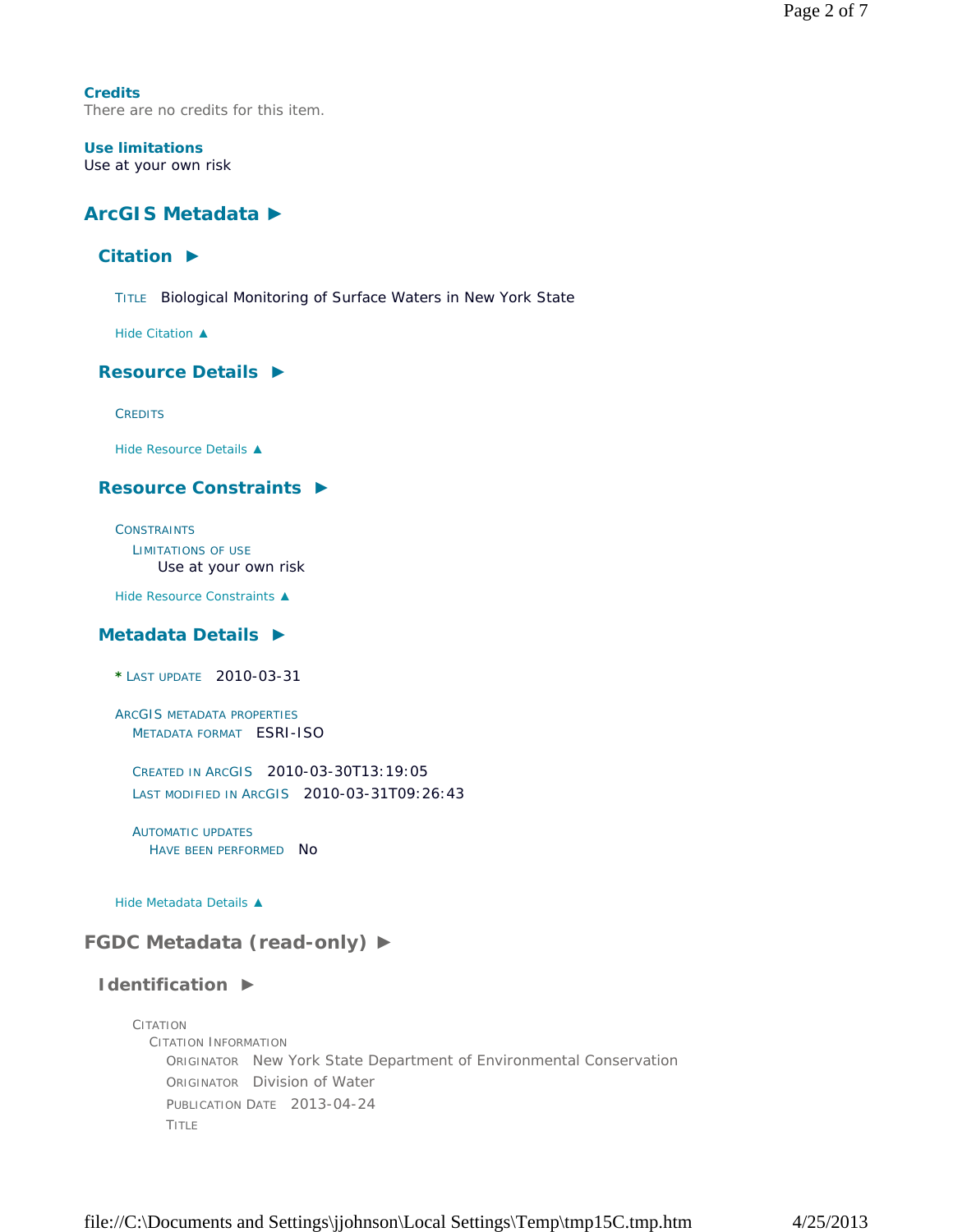**Credits**
There are no credits for this item.

**Use limitations**
Use at your own risk

## ArcGIS Metadata ►

### Citation ►

TITLE Biological Monitoring of Surface Waters in New York State

Hide Citation ▲

### Resource Details ►

CREDITS

Hide Resource Details ▲

### Resource Constraints ►

CONSTRAINTS
LIMITATIONS OF USE
Use at your own risk

Hide Resource Constraints ▲

### Metadata Details ►

* LAST UPDATE 2010-03-31

ARCGIS METADATA PROPERTIES
METADATA FORMAT ESRI-ISO

CREATED IN ARCGIS 2010-03-30T13:19:05
LAST MODIFIED IN ARCGIS 2010-03-31T09:26:43

AUTOMATIC UPDATES
HAVE BEEN PERFORMED No

Hide Metadata Details ▲

## FGDC Metadata (read-only) ►

### Identification ►

CITATION
CITATION INFORMATION
ORIGINATOR New York State Department of Environmental Conservation
ORIGINATOR Division of Water
PUBLICATION DATE 2013-04-24
TITLE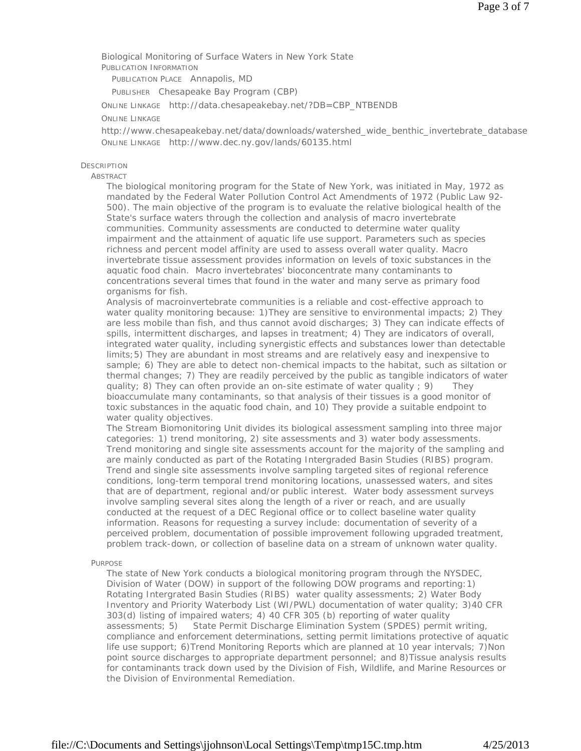Biological Monitoring of Surface Waters in New York State

PUBLICATION INFORMATION

PUBLICATION PLACE Annapolis, MD

PUBLISHER Chesapeake Bay Program (CBP)

ONLINE LINKAGE http://data.chesapeakebay.net/?DB=CBP_NTBENDB

ONLINE LINKAGE

http://www.chesapeakebay.net/data/downloads/watershed_wide_benthic_invertebrate_database

ONLINE LINKAGE http://www.dec.ny.gov/lands/60135.html

DESCRIPTION

ABSTRACT

The biological monitoring program for the State of New York, was initiated in May, 1972 as mandated by the Federal Water Pollution Control Act Amendments of 1972 (Public Law 92-500). The main objective of the program is to evaluate the relative biological health of the State's surface waters through the collection and analysis of macro invertebrate communities. Community assessments are conducted to determine water quality impairment and the attainment of aquatic life use support. Parameters such as species richness and percent model affinity are used to assess overall water quality. Macro invertebrate tissue assessment provides information on levels of toxic substances in the aquatic food chain. Macro invertebrates' bioconcentrate many contaminants to concentrations several times that found in the water and many serve as primary food organisms for fish.

Analysis of macroinvertebrate communities is a reliable and cost-effective approach to water quality monitoring because: 1)They are sensitive to environmental impacts; 2) They are less mobile than fish, and thus cannot avoid discharges; 3) They can indicate effects of spills, intermittent discharges, and lapses in treatment; 4) They are indicators of overall, integrated water quality, including synergistic effects and substances lower than detectable limits;5) They are abundant in most streams and are relatively easy and inexpensive to sample; 6) They are able to detect non-chemical impacts to the habitat, such as siltation or thermal changes; 7) They are readily perceived by the public as tangible indicators of water quality; 8) They can often provide an on-site estimate of water quality ; 9) They bioaccumulate many contaminants, so that analysis of their tissues is a good monitor of toxic substances in the aquatic food chain, and 10) They provide a suitable endpoint to water quality objectives.

The Stream Biomonitoring Unit divides its biological assessment sampling into three major categories: 1) trend monitoring, 2) site assessments and 3) water body assessments. Trend monitoring and single site assessments account for the majority of the sampling and are mainly conducted as part of the Rotating Intergraded Basin Studies (RIBS) program. Trend and single site assessments involve sampling targeted sites of regional reference conditions, long-term temporal trend monitoring locations, unassessed waters, and sites that are of department, regional and/or public interest. Water body assessment surveys involve sampling several sites along the length of a river or reach, and are usually conducted at the request of a DEC Regional office or to collect baseline water quality information. Reasons for requesting a survey include: documentation of severity of a perceived problem, documentation of possible improvement following upgraded treatment, problem track-down, or collection of baseline data on a stream of unknown water quality.

PURPOSE

The state of New York conducts a biological monitoring program through the NYSDEC, Division of Water (DOW) in support of the following DOW programs and reporting:1) Rotating Intergrated Basin Studies (RIBS) water quality assessments; 2) Water Body Inventory and Priority Waterbody List (WI/PWL) documentation of water quality; 3)40 CFR 303(d) listing of impaired waters; 4) 40 CFR 305 (b) reporting of water quality assessments; 5) State Permit Discharge Elimination System (SPDES) permit writing, compliance and enforcement determinations, setting permit limitations protective of aquatic life use support; 6)Trend Monitoring Reports which are planned at 10 year intervals; 7)Non point source discharges to appropriate department personnel; and 8)Tissue analysis results for contaminants track down used by the Division of Fish, Wildlife, and Marine Resources or the Division of Environmental Remediation.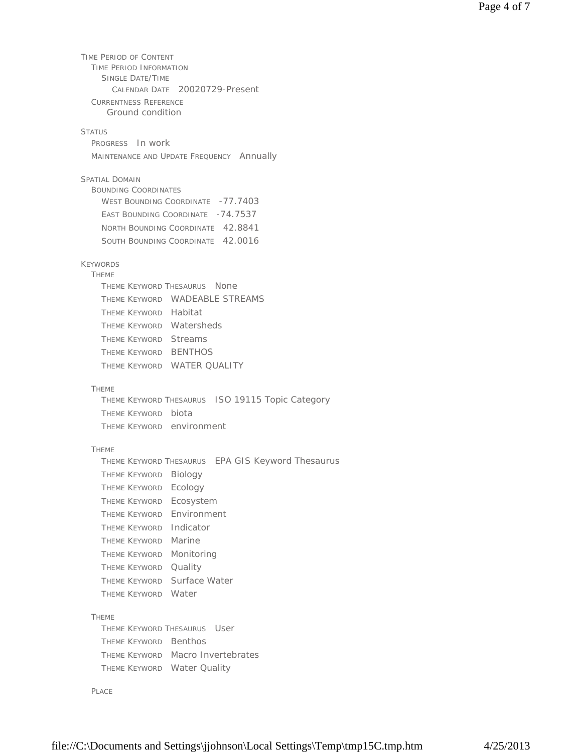TIME PERIOD OF CONTENT
- TIME PERIOD INFORMATION
  - SINGLE DATE/TIME
    - CALENDAR DATE 20020729-Present
- CURRENTNESS REFERENCE
  - Ground condition

STATUS
- PROGRESS In work
- MAINTENANCE AND UPDATE FREQUENCY Annually

SPATIAL DOMAIN
- BOUNDING COORDINATES
  - WEST BOUNDING COORDINATE -77.7403
  - EAST BOUNDING COORDINATE -74.7537
  - NORTH BOUNDING COORDINATE 42.8841
  - SOUTH BOUNDING COORDINATE 42.0016

KEYWORDS
- THEME
  - THEME KEYWORD THESAURUS None
  - THEME KEYWORD WADEABLE STREAMS
  - THEME KEYWORD Habitat
  - THEME KEYWORD Watersheds
  - THEME KEYWORD Streams
  - THEME KEYWORD BENTHOS
  - THEME KEYWORD WATER QUALITY

- THEME
  - THEME KEYWORD THESAURUS ISO 19115 Topic Category
  - THEME KEYWORD biota
  - THEME KEYWORD environment

- THEME
  - THEME KEYWORD THESAURUS EPA GIS Keyword Thesaurus
  - THEME KEYWORD Biology
  - THEME KEYWORD Ecology
  - THEME KEYWORD Ecosystem
  - THEME KEYWORD Environment
  - THEME KEYWORD Indicator
  - THEME KEYWORD Marine
  - THEME KEYWORD Monitoring
  - THEME KEYWORD Quality
  - THEME KEYWORD Surface Water
  - THEME KEYWORD Water

- THEME
  - THEME KEYWORD THESAURUS User
  - THEME KEYWORD Benthos
  - THEME KEYWORD Macro Invertebrates
  - THEME KEYWORD Water Quality

- PLACE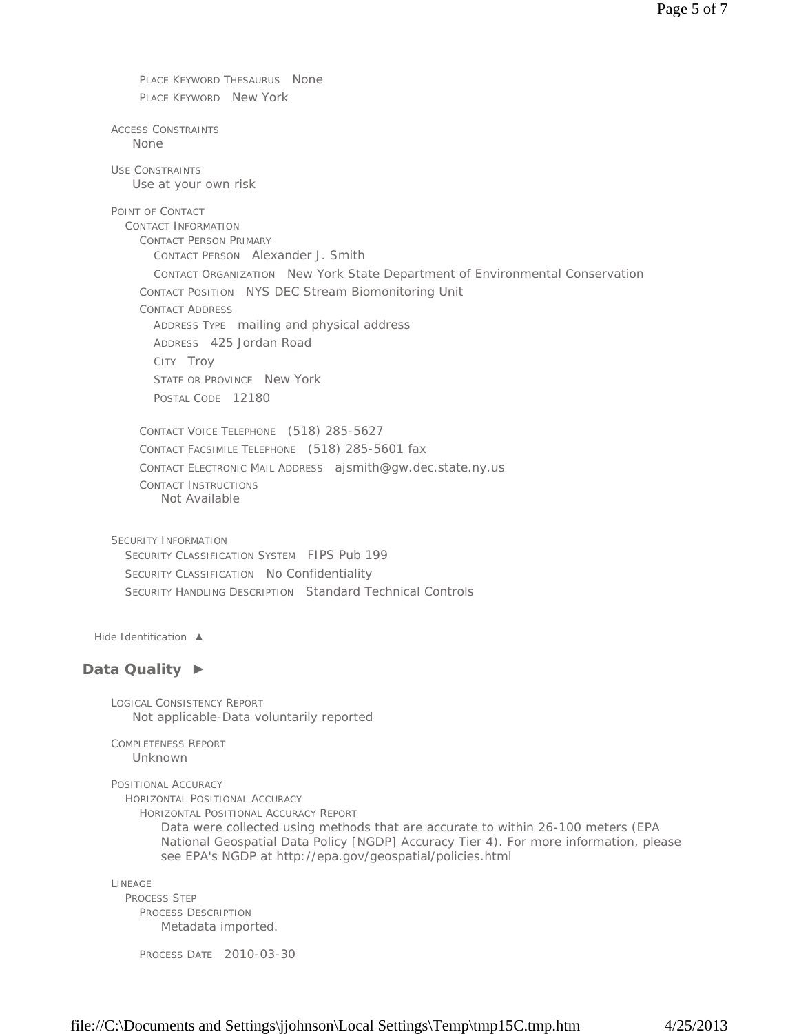PLACE KEYWORD THESAURUS None
PLACE KEYWORD New York

ACCESS CONSTRAINTS
None

USE CONSTRAINTS
Use at your own risk

POINT OF CONTACT
CONTACT INFORMATION
CONTACT PERSON PRIMARY
CONTACT PERSON Alexander J. Smith
CONTACT ORGANIZATION New York State Department of Environmental Conservation
CONTACT POSITION NYS DEC Stream Biomonitoring Unit
CONTACT ADDRESS
ADDRESS TYPE mailing and physical address
ADDRESS 425 Jordan Road
CITY Troy
STATE OR PROVINCE New York
POSTAL CODE 12180

CONTACT VOICE TELEPHONE (518) 285-5627
CONTACT FACSIMILE TELEPHONE (518) 285-5601 fax
CONTACT ELECTRONIC MAIL ADDRESS ajsmith@gw.dec.state.ny.us
CONTACT INSTRUCTIONS
Not Available

SECURITY INFORMATION
SECURITY CLASSIFICATION SYSTEM FIPS Pub 199
SECURITY CLASSIFICATION No Confidentiality
SECURITY HANDLING DESCRIPTION Standard Technical Controls

Hide Identification ▲

## Data Quality ►

LOGICAL CONSISTENCY REPORT
Not applicable-Data voluntarily reported

COMPLETENESS REPORT
Unknown

POSITIONAL ACCURACY
HORIZONTAL POSITIONAL ACCURACY
HORIZONTAL POSITIONAL ACCURACY REPORT
Data were collected using methods that are accurate to within 26-100 meters (EPA National Geospatial Data Policy [NGDP] Accuracy Tier 4). For more information, please see EPA's NGDP at http://epa.gov/geospatial/policies.html

LINEAGE
PROCESS STEP
PROCESS DESCRIPTION
Metadata imported.

PROCESS DATE 2010-03-30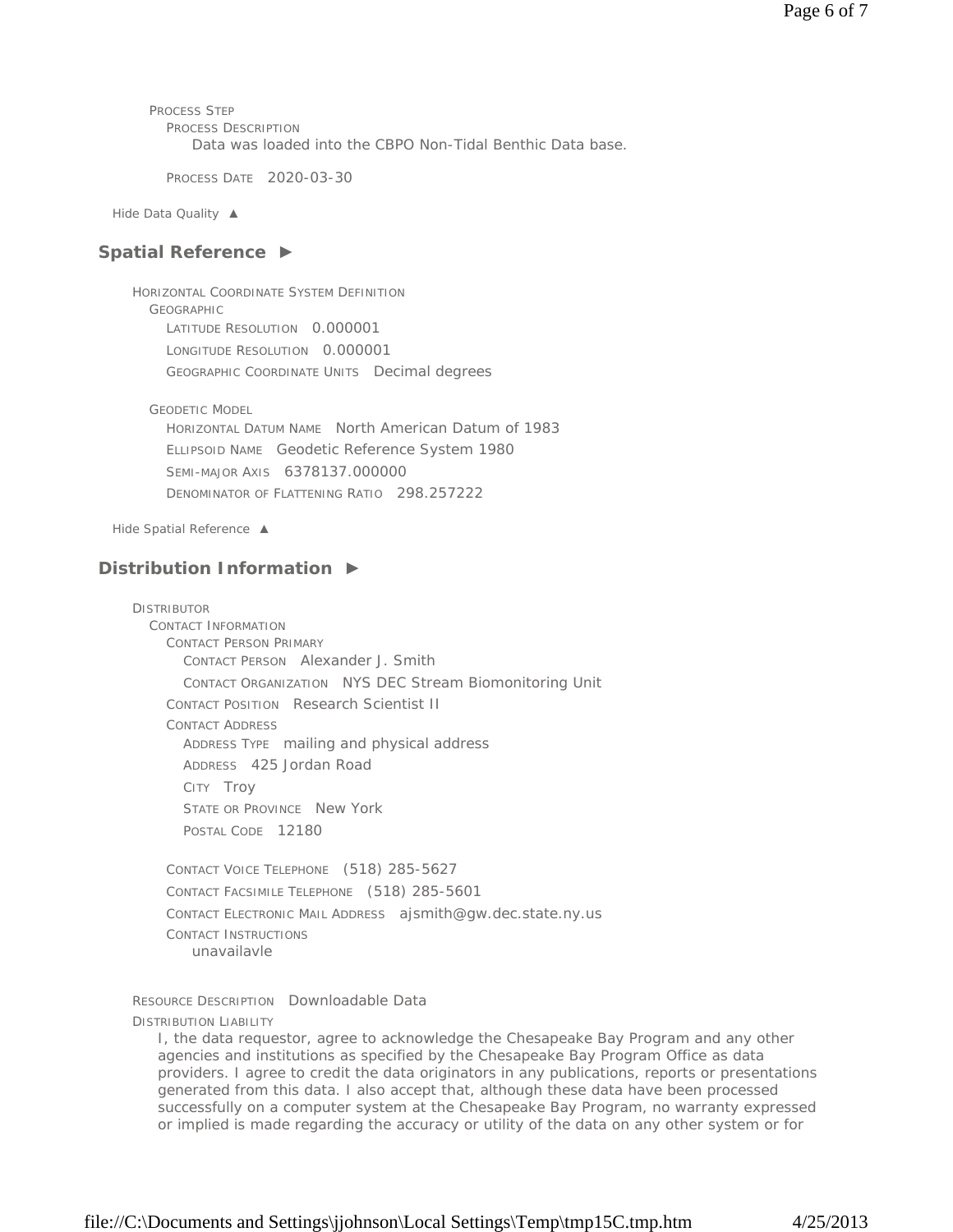PROCESS STEP

PROCESS DESCRIPTION

Data was loaded into the CBPO Non-Tidal Benthic Data base.

PROCESS DATE 2020-03-30

Hide Data Quality ▲

## Spatial Reference ►

HORIZONTAL COORDINATE SYSTEM DEFINITION

GEOGRAPHIC

LATITUDE RESOLUTION 0.000001

LONGITUDE RESOLUTION 0.000001

GEOGRAPHIC COORDINATE UNITS Decimal degrees

GEODETIC MODEL

HORIZONTAL DATUM NAME North American Datum of 1983

ELLIPSOID NAME Geodetic Reference System 1980

SEMI-MAJOR AXIS 6378137.000000

DENOMINATOR OF FLATTENING RATIO 298.257222

Hide Spatial Reference ▲

## Distribution Information ►

DISTRIBUTOR

CONTACT INFORMATION

CONTACT PERSON PRIMARY

CONTACT PERSON Alexander J. Smith

CONTACT ORGANIZATION NYS DEC Stream Biomonitoring Unit

CONTACT POSITION Research Scientist II

CONTACT ADDRESS

ADDRESS TYPE mailing and physical address

ADDRESS 425 Jordan Road

CITY Troy

STATE OR PROVINCE New York

POSTAL CODE 12180

CONTACT VOICE TELEPHONE (518) 285-5627

CONTACT FACSIMILE TELEPHONE (518) 285-5601

CONTACT ELECTRONIC MAIL ADDRESS ajsmith@gw.dec.state.ny.us

CONTACT INSTRUCTIONS

unavailavle

RESOURCE DESCRIPTION Downloadable Data

DISTRIBUTION LIABILITY

I, the data requestor, agree to acknowledge the Chesapeake Bay Program and any other agencies and institutions as specified by the Chesapeake Bay Program Office as data providers. I agree to credit the data originators in any publications, reports or presentations generated from this data. I also accept that, although these data have been processed successfully on a computer system at the Chesapeake Bay Program, no warranty expressed or implied is made regarding the accuracy or utility of the data on any other system or for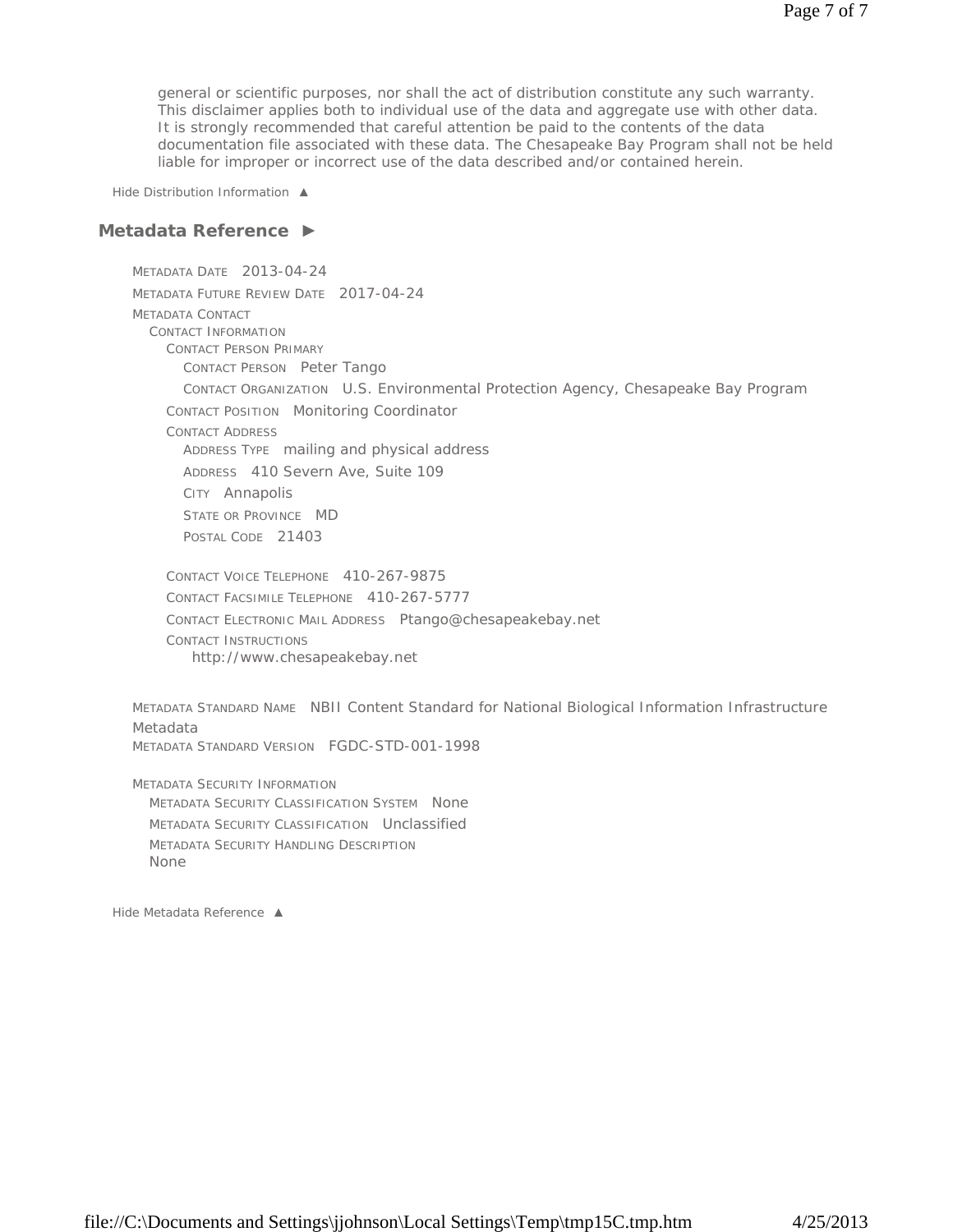general or scientific purposes, nor shall the act of distribution constitute any such warranty. This disclaimer applies both to individual use of the data and aggregate use with other data. It is strongly recommended that careful attention be paid to the contents of the data documentation file associated with these data. The Chesapeake Bay Program shall not be held liable for improper or incorrect use of the data described and/or contained herein.

Hide Distribution Information ▲

## Metadata Reference ►

METADATA DATE 2013-04-24

METADATA FUTURE REVIEW DATE 2017-04-24

METADATA CONTACT
- CONTACT INFORMATION
  - CONTACT PERSON PRIMARY
    - CONTACT PERSON Peter Tango
    - CONTACT ORGANIZATION U.S. Environmental Protection Agency, Chesapeake Bay Program
  - CONTACT POSITION Monitoring Coordinator
  - CONTACT ADDRESS
    - ADDRESS TYPE mailing and physical address
    - ADDRESS 410 Severn Ave, Suite 109
    - CITY Annapolis
    - STATE OR PROVINCE MD
    - POSTAL CODE 21403
  - CONTACT VOICE TELEPHONE 410-267-9875
  - CONTACT FACSIMILE TELEPHONE 410-267-5777
  - CONTACT ELECTRONIC MAIL ADDRESS Ptango@chesapeakebay.net
  - CONTACT INSTRUCTIONS
    http://www.chesapeakebay.net

METADATA STANDARD NAME NBII Content Standard for National Biological Information Infrastructure Metadata

METADATA STANDARD VERSION FGDC-STD-001-1998

METADATA SECURITY INFORMATION
- METADATA SECURITY CLASSIFICATION SYSTEM None
- METADATA SECURITY CLASSIFICATION Unclassified
- METADATA SECURITY HANDLING DESCRIPTION
  None

Hide Metadata Reference ▲